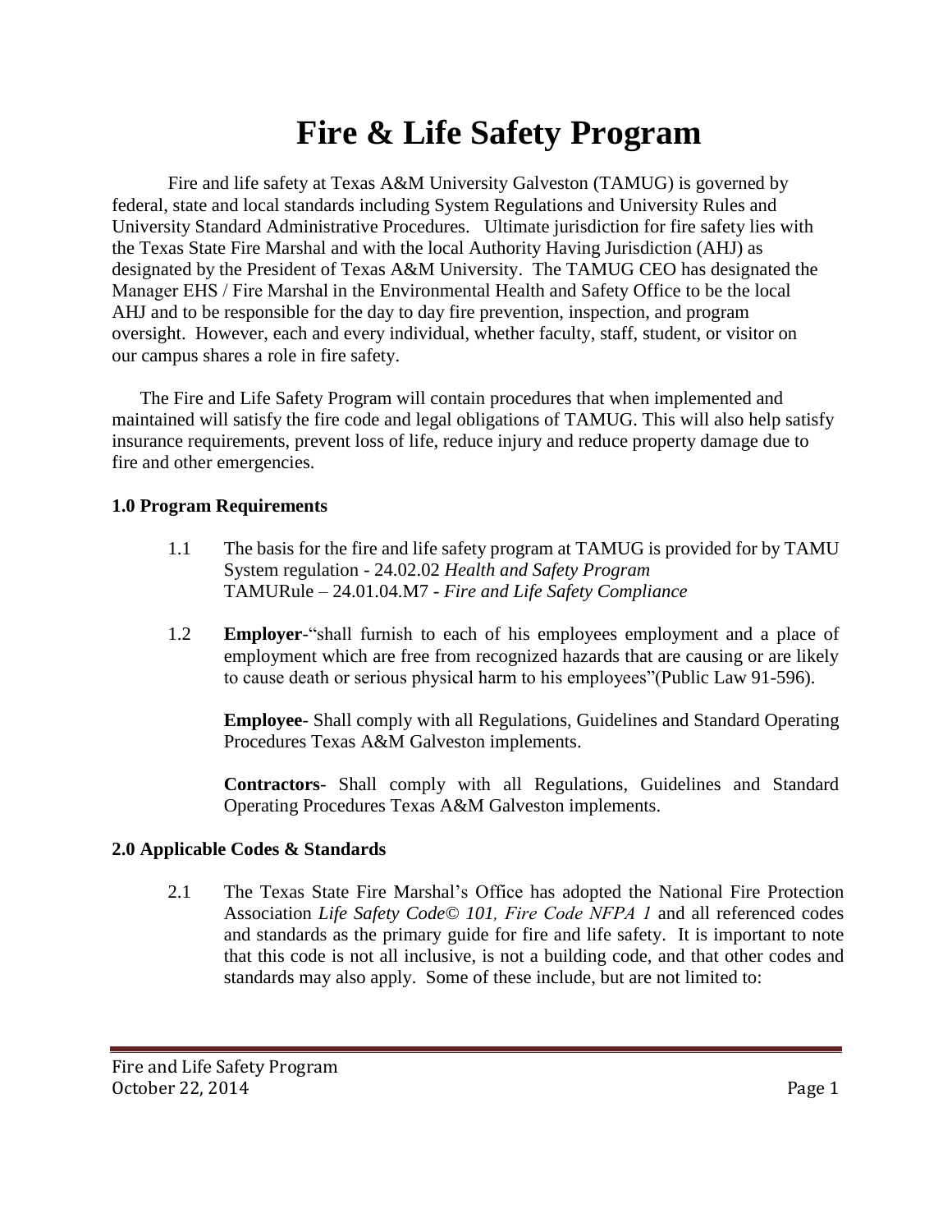# Fire & Life Safety Program

Fire and life safety at Texas A&M University Galveston (TAMUG) is governed by federal, state and local standards including System Regulations and University Rules and University Standard Administrative Procedures. Ultimate jurisdiction for fire safety lies with the Texas State Fire Marshal and with the local Authority Having Jurisdiction (AHJ) as designated by the President of Texas A&M University. The TAMUG CEO has designated the Manager EHS / Fire Marshal in the Environmental Health and Safety Office to be the local AHJ and to be responsible for the day to day fire prevention, inspection, and program oversight. However, each and every individual, whether faculty, staff, student, or visitor on our campus shares a role in fire safety.

The Fire and Life Safety Program will contain procedures that when implemented and maintained will satisfy the fire code and legal obligations of TAMUG. This will also help satisfy insurance requirements, prevent loss of life, reduce injury and reduce property damage due to fire and other emergencies.

## 1.0 Program Requirements

1.1 The basis for the fire and life safety program at TAMUG is provided for by TAMU System regulation - 24.02.02 *Health and Safety Program*
TAMURule – 24.01.04.M7 - *Fire and Life Safety Compliance*

1.2 **Employer**-"shall furnish to each of his employees employment and a place of employment which are free from recognized hazards that are causing or are likely to cause death or serious physical harm to his employees"(Public Law 91-596).

**Employee**- Shall comply with all Regulations, Guidelines and Standard Operating Procedures Texas A&M Galveston implements.

**Contractors**- Shall comply with all Regulations, Guidelines and Standard Operating Procedures Texas A&M Galveston implements.

## 2.0 Applicable Codes & Standards

2.1 The Texas State Fire Marshal's Office has adopted the National Fire Protection Association *Life Safety Code© 101, Fire Code NFPA 1* and all referenced codes and standards as the primary guide for fire and life safety. It is important to note that this code is not all inclusive, is not a building code, and that other codes and standards may also apply. Some of these include, but are not limited to: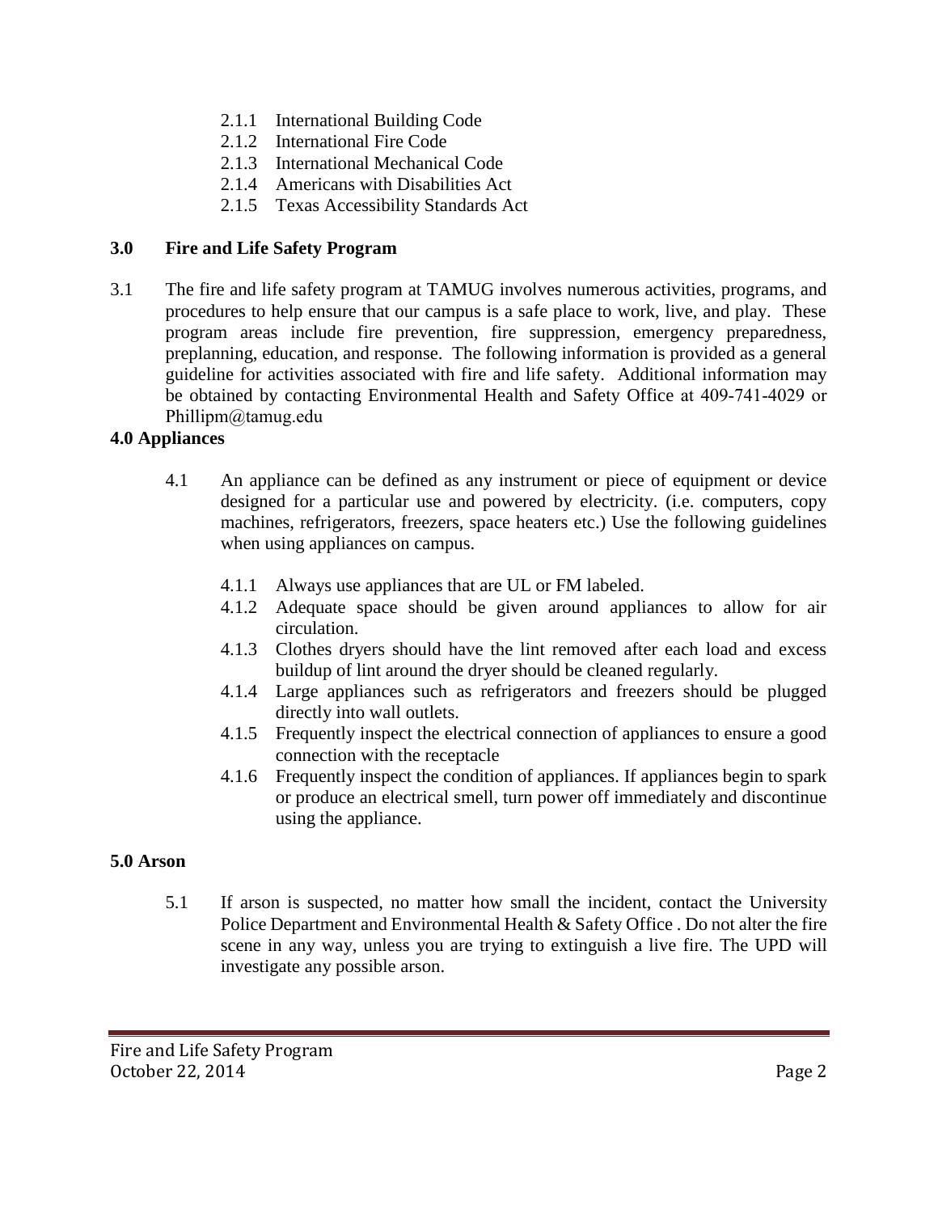- 2.1.1 International Building Code
- 2.1.2 International Fire Code
- 2.1.3 International Mechanical Code
- 2.1.4 Americans with Disabilities Act
- 2.1.5 Texas Accessibility Standards Act

## 3.0 Fire and Life Safety Program

3.1 The fire and life safety program at TAMUG involves numerous activities, programs, and procedures to help ensure that our campus is a safe place to work, live, and play. These program areas include fire prevention, fire suppression, emergency preparedness, preplanning, education, and response. The following information is provided as a general guideline for activities associated with fire and life safety. Additional information may be obtained by contacting Environmental Health and Safety Office at 409-741-4029 or Phillipm@tamug.edu

## 4.0 Appliances

4.1 An appliance can be defined as any instrument or piece of equipment or device designed for a particular use and powered by electricity. (i.e. computers, copy machines, refrigerators, freezers, space heaters etc.) Use the following guidelines when using appliances on campus.

- 4.1.1 Always use appliances that are UL or FM labeled.
- 4.1.2 Adequate space should be given around appliances to allow for air circulation.
- 4.1.3 Clothes dryers should have the lint removed after each load and excess buildup of lint around the dryer should be cleaned regularly.
- 4.1.4 Large appliances such as refrigerators and freezers should be plugged directly into wall outlets.
- 4.1.5 Frequently inspect the electrical connection of appliances to ensure a good connection with the receptacle
- 4.1.6 Frequently inspect the condition of appliances. If appliances begin to spark or produce an electrical smell, turn power off immediately and discontinue using the appliance.

## 5.0 Arson

5.1 If arson is suspected, no matter how small the incident, contact the University Police Department and Environmental Health & Safety Office . Do not alter the fire scene in any way, unless you are trying to extinguish a live fire. The UPD will investigate any possible arson.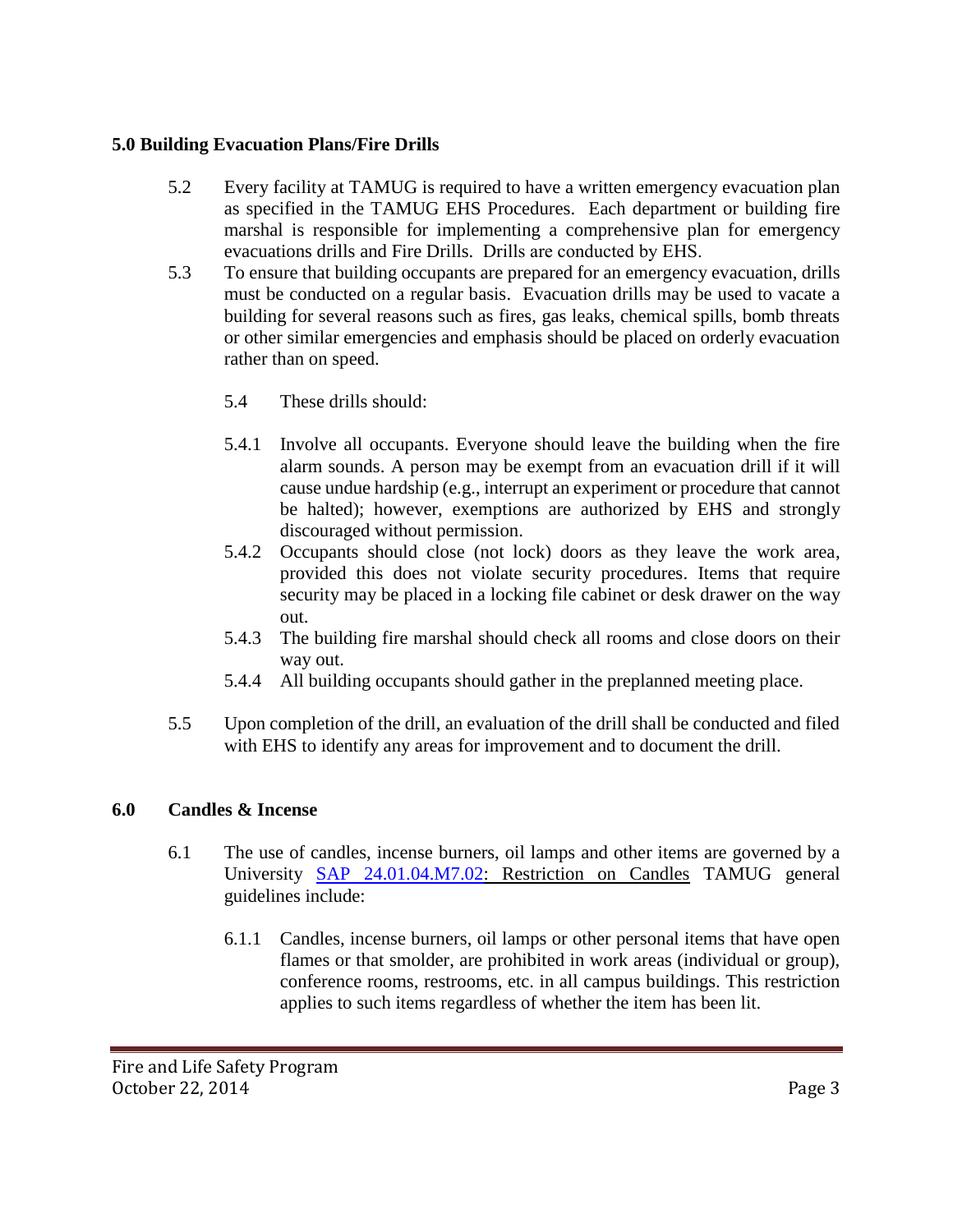**5.0 Building Evacuation Plans/Fire Drills**

5.2 Every facility at TAMUG is required to have a written emergency evacuation plan as specified in the TAMUG EHS Procedures. Each department or building fire marshal is responsible for implementing a comprehensive plan for emergency evacuations drills and Fire Drills. Drills are conducted by EHS.

5.3 To ensure that building occupants are prepared for an emergency evacuation, drills must be conducted on a regular basis. Evacuation drills may be used to vacate a building for several reasons such as fires, gas leaks, chemical spills, bomb threats or other similar emergencies and emphasis should be placed on orderly evacuation rather than on speed.

5.4 These drills should:

5.4.1 Involve all occupants. Everyone should leave the building when the fire alarm sounds. A person may be exempt from an evacuation drill if it will cause undue hardship (e.g., interrupt an experiment or procedure that cannot be halted); however, exemptions are authorized by EHS and strongly discouraged without permission.

5.4.2 Occupants should close (not lock) doors as they leave the work area, provided this does not violate security procedures. Items that require security may be placed in a locking file cabinet or desk drawer on the way out.

5.4.3 The building fire marshal should check all rooms and close doors on their way out.

5.4.4 All building occupants should gather in the preplanned meeting place.

5.5 Upon completion of the drill, an evaluation of the drill shall be conducted and filed with EHS to identify any areas for improvement and to document the drill.

**6.0 Candles & Incense**

6.1 The use of candles, incense burners, oil lamps and other items are governed by a University SAP 24.01.04.M7.02: Restriction on Candles TAMUG general guidelines include:

6.1.1 Candles, incense burners, oil lamps or other personal items that have open flames or that smolder, are prohibited in work areas (individual or group), conference rooms, restrooms, etc. in all campus buildings. This restriction applies to such items regardless of whether the item has been lit.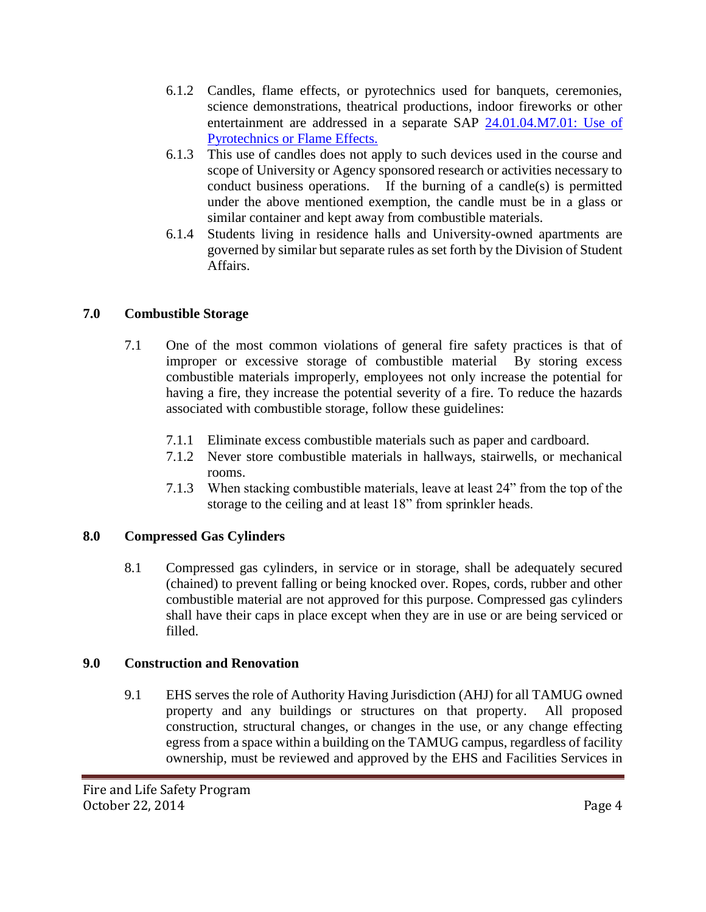6.1.2 Candles, flame effects, or pyrotechnics used for banquets, ceremonies, science demonstrations, theatrical productions, indoor fireworks or other entertainment are addressed in a separate SAP [24.01.04.M7.01: Use of Pyrotechnics or Flame Effects.]

6.1.3 This use of candles does not apply to such devices used in the course and scope of University or Agency sponsored research or activities necessary to conduct business operations. If the burning of a candle(s) is permitted under the above mentioned exemption, the candle must be in a glass or similar container and kept away from combustible materials.

6.1.4 Students living in residence halls and University-owned apartments are governed by similar but separate rules as set forth by the Division of Student Affairs.

## 7.0 Combustible Storage

7.1 One of the most common violations of general fire safety practices is that of improper or excessive storage of combustible material By storing excess combustible materials improperly, employees not only increase the potential for having a fire, they increase the potential severity of a fire. To reduce the hazards associated with combustible storage, follow these guidelines:

7.1.1 Eliminate excess combustible materials such as paper and cardboard.

7.1.2 Never store combustible materials in hallways, stairwells, or mechanical rooms.

7.1.3 When stacking combustible materials, leave at least 24" from the top of the storage to the ceiling and at least 18" from sprinkler heads.

## 8.0 Compressed Gas Cylinders

8.1 Compressed gas cylinders, in service or in storage, shall be adequately secured (chained) to prevent falling or being knocked over. Ropes, cords, rubber and other combustible material are not approved for this purpose. Compressed gas cylinders shall have their caps in place except when they are in use or are being serviced or filled.

## 9.0 Construction and Renovation

9.1 EHS serves the role of Authority Having Jurisdiction (AHJ) for all TAMUG owned property and any buildings or structures on that property. All proposed construction, structural changes, or changes in the use, or any change effecting egress from a space within a building on the TAMUG campus, regardless of facility ownership, must be reviewed and approved by the EHS and Facilities Services in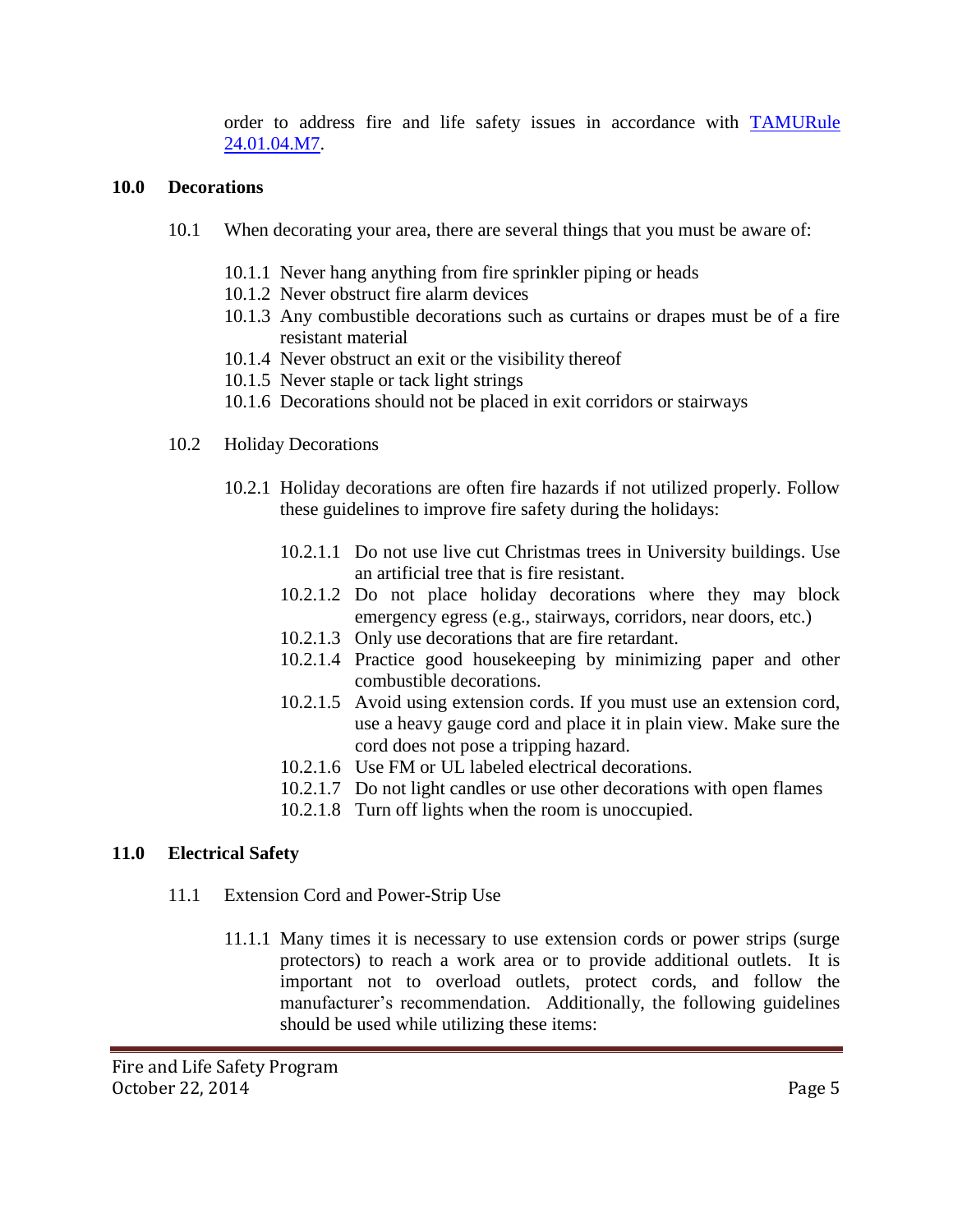order to address fire and life safety issues in accordance with [TAMURule 24.01.04.M7](TAMURule 24.01.04.M7).

## 10.0 Decorations

10.1 When decorating your area, there are several things that you must be aware of:

- 10.1.1 Never hang anything from fire sprinkler piping or heads
- 10.1.2 Never obstruct fire alarm devices
- 10.1.3 Any combustible decorations such as curtains or drapes must be of a fire resistant material
- 10.1.4 Never obstruct an exit or the visibility thereof
- 10.1.5 Never staple or tack light strings
- 10.1.6 Decorations should not be placed in exit corridors or stairways

10.2 Holiday Decorations

10.2.1 Holiday decorations are often fire hazards if not utilized properly. Follow these guidelines to improve fire safety during the holidays:

- 10.2.1.1 Do not use live cut Christmas trees in University buildings. Use an artificial tree that is fire resistant.
- 10.2.1.2 Do not place holiday decorations where they may block emergency egress (e.g., stairways, corridors, near doors, etc.)
- 10.2.1.3 Only use decorations that are fire retardant.
- 10.2.1.4 Practice good housekeeping by minimizing paper and other combustible decorations.
- 10.2.1.5 Avoid using extension cords. If you must use an extension cord, use a heavy gauge cord and place it in plain view. Make sure the cord does not pose a tripping hazard.
- 10.2.1.6 Use FM or UL labeled electrical decorations.
- 10.2.1.7 Do not light candles or use other decorations with open flames
- 10.2.1.8 Turn off lights when the room is unoccupied.

## 11.0 Electrical Safety

11.1 Extension Cord and Power-Strip Use

11.1.1 Many times it is necessary to use extension cords or power strips (surge protectors) to reach a work area or to provide additional outlets. It is important not to overload outlets, protect cords, and follow the manufacturer's recommendation. Additionally, the following guidelines should be used while utilizing these items: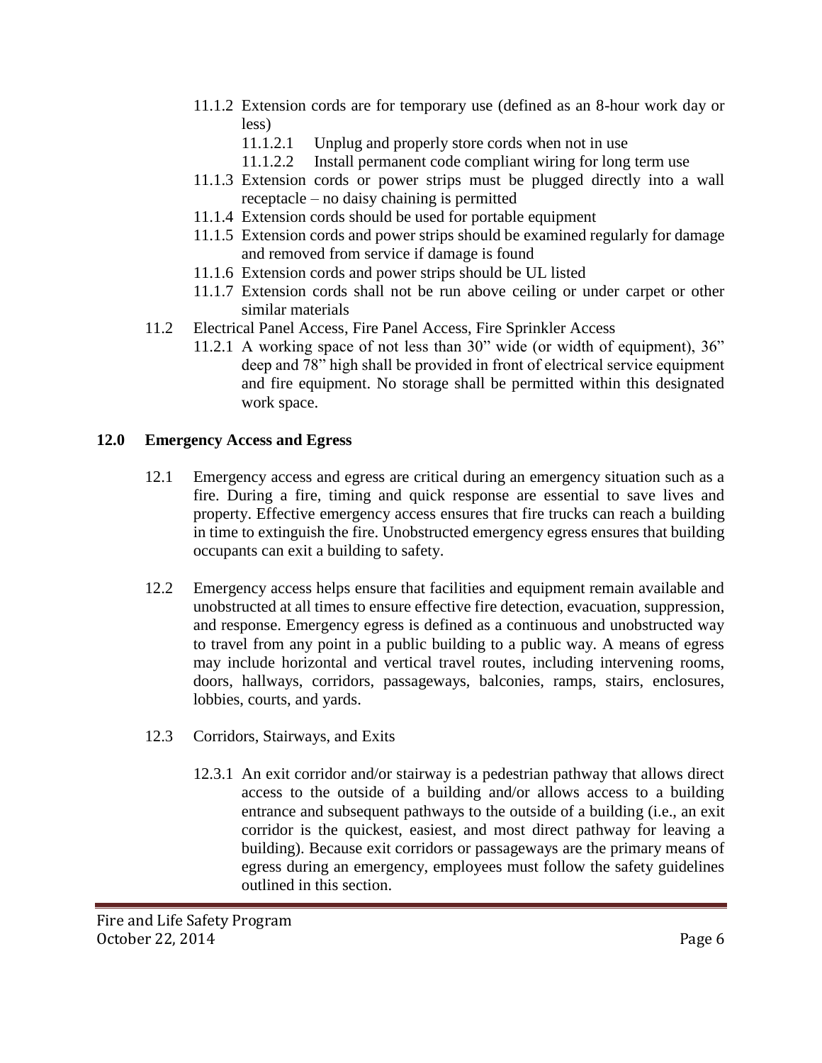- 11.1.2 Extension cords are for temporary use (defined as an 8-hour work day or less)
  - 11.1.2.1 Unplug and properly store cords when not in use
  - 11.1.2.2 Install permanent code compliant wiring for long term use
- 11.1.3 Extension cords or power strips must be plugged directly into a wall receptacle – no daisy chaining is permitted
- 11.1.4 Extension cords should be used for portable equipment
- 11.1.5 Extension cords and power strips should be examined regularly for damage and removed from service if damage is found
- 11.1.6 Extension cords and power strips should be UL listed
- 11.1.7 Extension cords shall not be run above ceiling or under carpet or other similar materials

11.2 Electrical Panel Access, Fire Panel Access, Fire Sprinkler Access

- 11.2.1 A working space of not less than 30" wide (or width of equipment), 36" deep and 78" high shall be provided in front of electrical service equipment and fire equipment. No storage shall be permitted within this designated work space.

## 12.0 Emergency Access and Egress

12.1 Emergency access and egress are critical during an emergency situation such as a fire. During a fire, timing and quick response are essential to save lives and property. Effective emergency access ensures that fire trucks can reach a building in time to extinguish the fire. Unobstructed emergency egress ensures that building occupants can exit a building to safety.

12.2 Emergency access helps ensure that facilities and equipment remain available and unobstructed at all times to ensure effective fire detection, evacuation, suppression, and response. Emergency egress is defined as a continuous and unobstructed way to travel from any point in a public building to a public way. A means of egress may include horizontal and vertical travel routes, including intervening rooms, doors, hallways, corridors, passageways, balconies, ramps, stairs, enclosures, lobbies, courts, and yards.

12.3 Corridors, Stairways, and Exits

- 12.3.1 An exit corridor and/or stairway is a pedestrian pathway that allows direct access to the outside of a building and/or allows access to a building entrance and subsequent pathways to the outside of a building (i.e., an exit corridor is the quickest, easiest, and most direct pathway for leaving a building). Because exit corridors or passageways are the primary means of egress during an emergency, employees must follow the safety guidelines outlined in this section.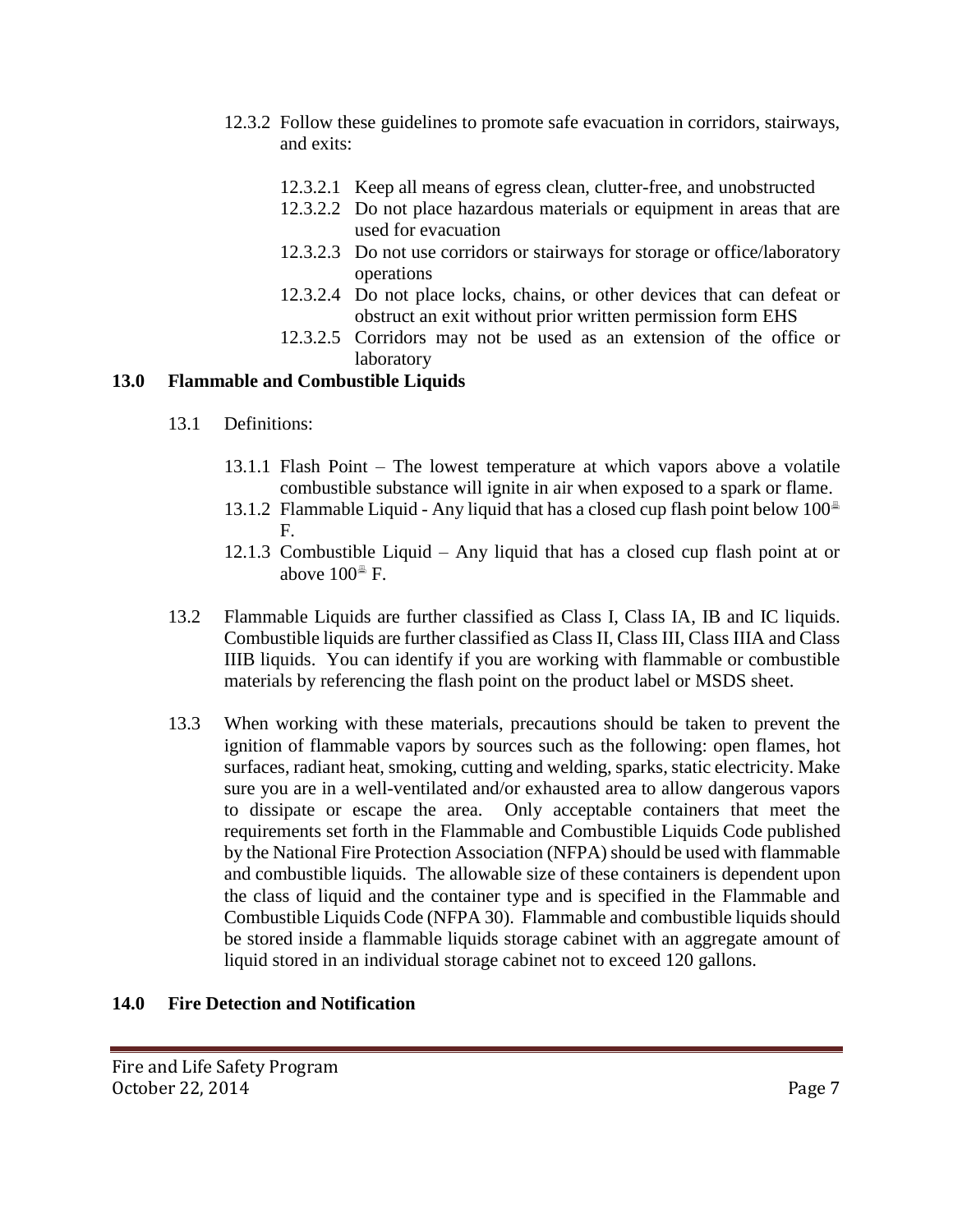12.3.2 Follow these guidelines to promote safe evacuation in corridors, stairways, and exits:

- 12.3.2.1 Keep all means of egress clean, clutter-free, and unobstructed
- 12.3.2.2 Do not place hazardous materials or equipment in areas that are used for evacuation
- 12.3.2.3 Do not use corridors or stairways for storage or office/laboratory operations
- 12.3.2.4 Do not place locks, chains, or other devices that can defeat or obstruct an exit without prior written permission form EHS
- 12.3.2.5 Corridors may not be used as an extension of the office or laboratory

## 13.0 Flammable and Combustible Liquids

13.1 Definitions:

- 13.1.1 Flash Point – The lowest temperature at which vapors above a volatile combustible substance will ignite in air when exposed to a spark or flame.
- 13.1.2 Flammable Liquid - Any liquid that has a closed cup flash point below 100° F.
- 12.1.3 Combustible Liquid – Any liquid that has a closed cup flash point at or above 100° F.

13.2 Flammable Liquids are further classified as Class I, Class IA, IB and IC liquids. Combustible liquids are further classified as Class II, Class III, Class IIIA and Class IIIB liquids. You can identify if you are working with flammable or combustible materials by referencing the flash point on the product label or MSDS sheet.

13.3 When working with these materials, precautions should be taken to prevent the ignition of flammable vapors by sources such as the following: open flames, hot surfaces, radiant heat, smoking, cutting and welding, sparks, static electricity. Make sure you are in a well-ventilated and/or exhausted area to allow dangerous vapors to dissipate or escape the area. Only acceptable containers that meet the requirements set forth in the Flammable and Combustible Liquids Code published by the National Fire Protection Association (NFPA) should be used with flammable and combustible liquids. The allowable size of these containers is dependent upon the class of liquid and the container type and is specified in the Flammable and Combustible Liquids Code (NFPA 30). Flammable and combustible liquids should be stored inside a flammable liquids storage cabinet with an aggregate amount of liquid stored in an individual storage cabinet not to exceed 120 gallons.

## 14.0 Fire Detection and Notification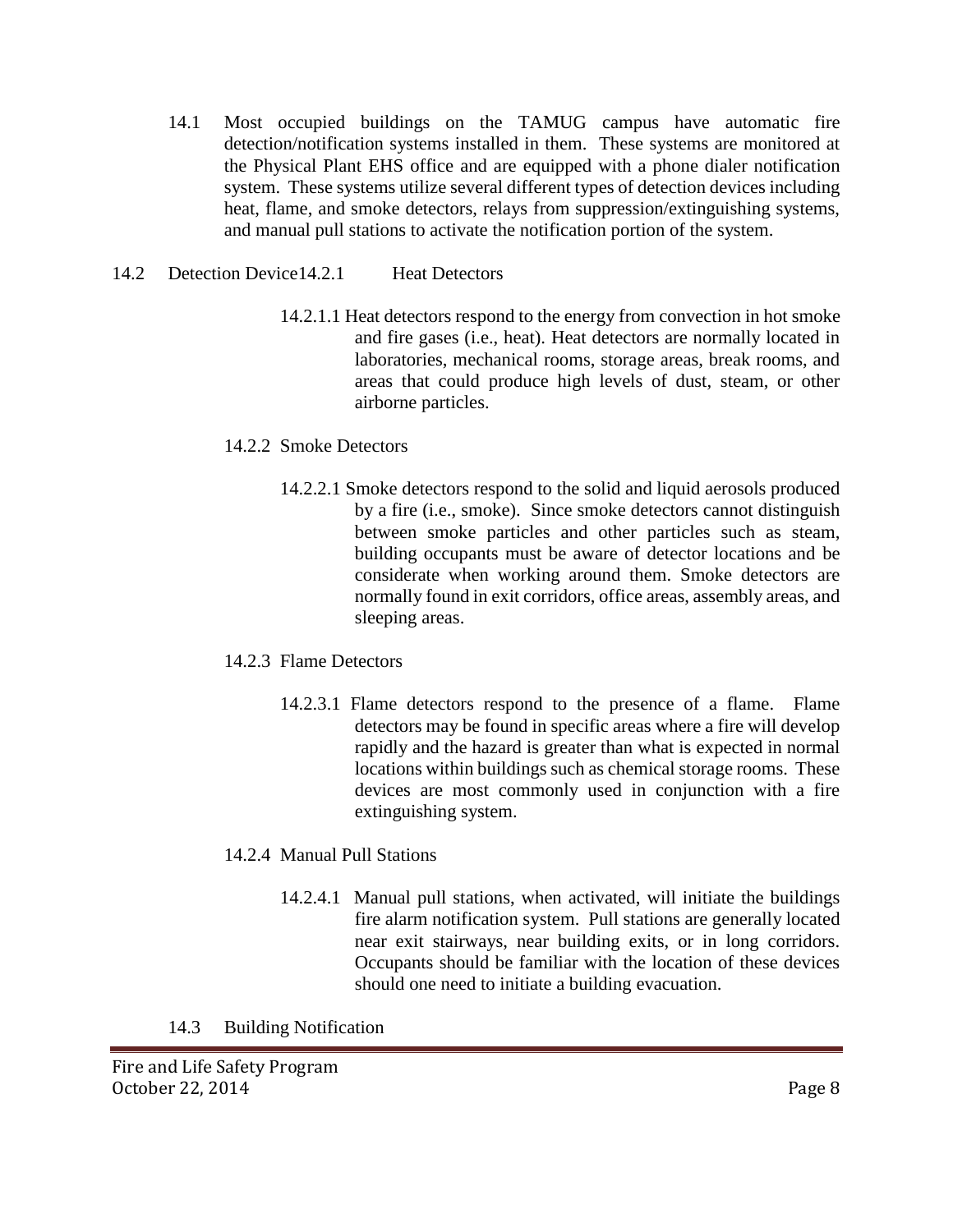14.1 Most occupied buildings on the TAMUG campus have automatic fire detection/notification systems installed in them. These systems are monitored at the Physical Plant EHS office and are equipped with a phone dialer notification system. These systems utilize several different types of detection devices including heat, flame, and smoke detectors, relays from suppression/extinguishing systems, and manual pull stations to activate the notification portion of the system.

14.2 Detection Device14.2.1 Heat Detectors

14.2.1.1 Heat detectors respond to the energy from convection in hot smoke and fire gases (i.e., heat). Heat detectors are normally located in laboratories, mechanical rooms, storage areas, break rooms, and areas that could produce high levels of dust, steam, or other airborne particles.

14.2.2 Smoke Detectors

14.2.2.1 Smoke detectors respond to the solid and liquid aerosols produced by a fire (i.e., smoke). Since smoke detectors cannot distinguish between smoke particles and other particles such as steam, building occupants must be aware of detector locations and be considerate when working around them. Smoke detectors are normally found in exit corridors, office areas, assembly areas, and sleeping areas.

14.2.3 Flame Detectors

14.2.3.1 Flame detectors respond to the presence of a flame. Flame detectors may be found in specific areas where a fire will develop rapidly and the hazard is greater than what is expected in normal locations within buildings such as chemical storage rooms. These devices are most commonly used in conjunction with a fire extinguishing system.

14.2.4 Manual Pull Stations

14.2.4.1 Manual pull stations, when activated, will initiate the buildings fire alarm notification system. Pull stations are generally located near exit stairways, near building exits, or in long corridors. Occupants should be familiar with the location of these devices should one need to initiate a building evacuation.

14.3 Building Notification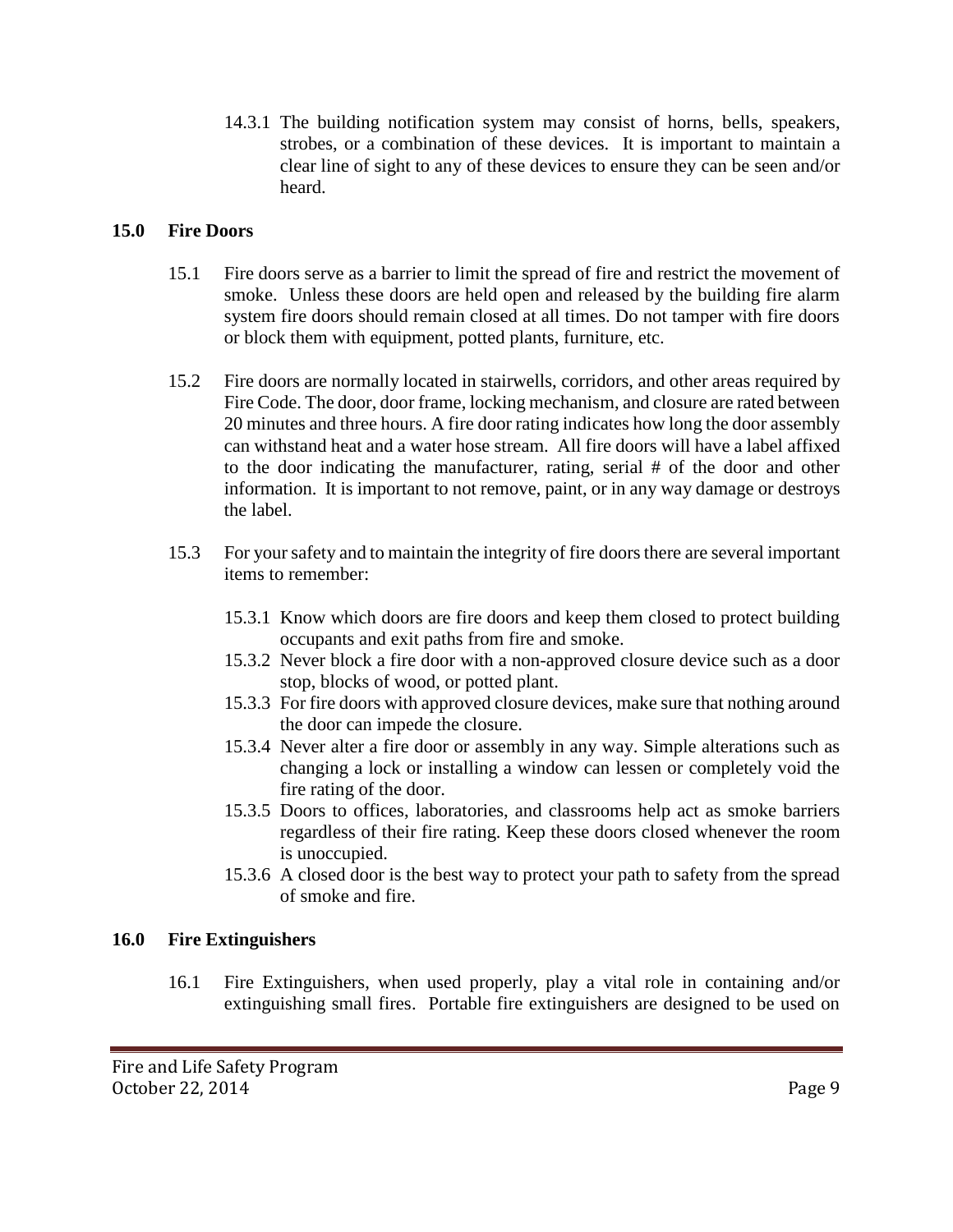14.3.1 The building notification system may consist of horns, bells, speakers, strobes, or a combination of these devices. It is important to maintain a clear line of sight to any of these devices to ensure they can be seen and/or heard.

## 15.0 Fire Doors

15.1 Fire doors serve as a barrier to limit the spread of fire and restrict the movement of smoke. Unless these doors are held open and released by the building fire alarm system fire doors should remain closed at all times. Do not tamper with fire doors or block them with equipment, potted plants, furniture, etc.

15.2 Fire doors are normally located in stairwells, corridors, and other areas required by Fire Code. The door, door frame, locking mechanism, and closure are rated between 20 minutes and three hours. A fire door rating indicates how long the door assembly can withstand heat and a water hose stream. All fire doors will have a label affixed to the door indicating the manufacturer, rating, serial # of the door and other information. It is important to not remove, paint, or in any way damage or destroys the label.

15.3 For your safety and to maintain the integrity of fire doors there are several important items to remember:

- 15.3.1 Know which doors are fire doors and keep them closed to protect building occupants and exit paths from fire and smoke.
- 15.3.2 Never block a fire door with a non-approved closure device such as a door stop, blocks of wood, or potted plant.
- 15.3.3 For fire doors with approved closure devices, make sure that nothing around the door can impede the closure.
- 15.3.4 Never alter a fire door or assembly in any way. Simple alterations such as changing a lock or installing a window can lessen or completely void the fire rating of the door.
- 15.3.5 Doors to offices, laboratories, and classrooms help act as smoke barriers regardless of their fire rating. Keep these doors closed whenever the room is unoccupied.
- 15.3.6 A closed door is the best way to protect your path to safety from the spread of smoke and fire.

## 16.0 Fire Extinguishers

16.1 Fire Extinguishers, when used properly, play a vital role in containing and/or extinguishing small fires. Portable fire extinguishers are designed to be used on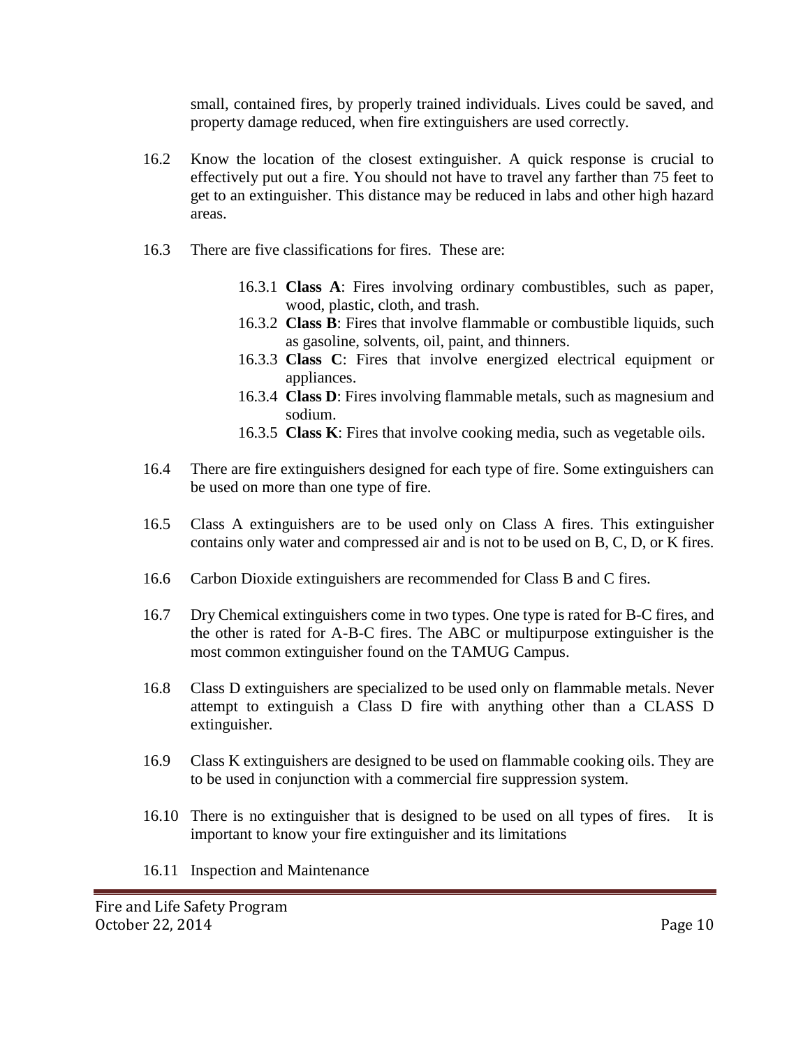small, contained fires, by properly trained individuals. Lives could be saved, and property damage reduced, when fire extinguishers are used correctly.

16.2 Know the location of the closest extinguisher. A quick response is crucial to effectively put out a fire. You should not have to travel any farther than 75 feet to get to an extinguisher. This distance may be reduced in labs and other high hazard areas.

16.3 There are five classifications for fires. These are:

- 16.3.1 **Class A**: Fires involving ordinary combustibles, such as paper, wood, plastic, cloth, and trash.
- 16.3.2 **Class B**: Fires that involve flammable or combustible liquids, such as gasoline, solvents, oil, paint, and thinners.
- 16.3.3 **Class C**: Fires that involve energized electrical equipment or appliances.
- 16.3.4 **Class D**: Fires involving flammable metals, such as magnesium and sodium.
- 16.3.5 **Class K**: Fires that involve cooking media, such as vegetable oils.

16.4 There are fire extinguishers designed for each type of fire. Some extinguishers can be used on more than one type of fire.

16.5 Class A extinguishers are to be used only on Class A fires. This extinguisher contains only water and compressed air and is not to be used on B, C, D, or K fires.

16.6 Carbon Dioxide extinguishers are recommended for Class B and C fires.

16.7 Dry Chemical extinguishers come in two types. One type is rated for B-C fires, and the other is rated for A-B-C fires. The ABC or multipurpose extinguisher is the most common extinguisher found on the TAMUG Campus.

16.8 Class D extinguishers are specialized to be used only on flammable metals. Never attempt to extinguish a Class D fire with anything other than a CLASS D extinguisher.

16.9 Class K extinguishers are designed to be used on flammable cooking oils. They are to be used in conjunction with a commercial fire suppression system.

16.10 There is no extinguisher that is designed to be used on all types of fires. It is important to know your fire extinguisher and its limitations

16.11 Inspection and Maintenance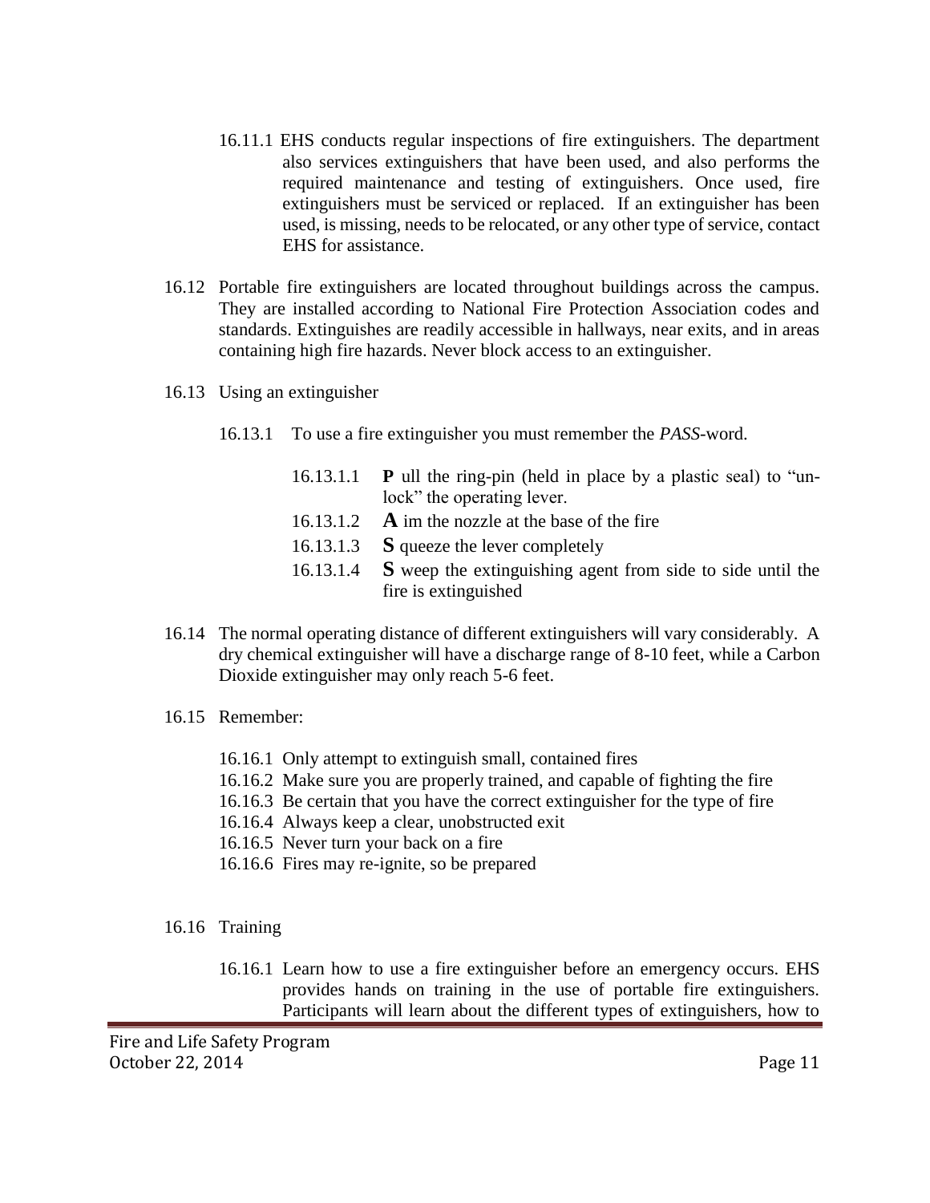16.11.1 EHS conducts regular inspections of fire extinguishers. The department also services extinguishers that have been used, and also performs the required maintenance and testing of extinguishers. Once used, fire extinguishers must be serviced or replaced. If an extinguisher has been used, is missing, needs to be relocated, or any other type of service, contact EHS for assistance.

16.12 Portable fire extinguishers are located throughout buildings across the campus. They are installed according to National Fire Protection Association codes and standards. Extinguishes are readily accessible in hallways, near exits, and in areas containing high fire hazards. Never block access to an extinguisher.

16.13 Using an extinguisher

16.13.1 To use a fire extinguisher you must remember the *PASS*-word.

16.13.1.1 **P** ull the ring-pin (held in place by a plastic seal) to "un-lock" the operating lever.

16.13.1.2 **A** im the nozzle at the base of the fire

16.13.1.3 **S** queeze the lever completely

16.13.1.4 **S** weep the extinguishing agent from side to side until the fire is extinguished

16.14 The normal operating distance of different extinguishers will vary considerably. A dry chemical extinguisher will have a discharge range of 8-10 feet, while a Carbon Dioxide extinguisher may only reach 5-6 feet.

16.15 Remember:

16.16.1 Only attempt to extinguish small, contained fires

16.16.2 Make sure you are properly trained, and capable of fighting the fire

16.16.3 Be certain that you have the correct extinguisher for the type of fire

16.16.4 Always keep a clear, unobstructed exit

16.16.5 Never turn your back on a fire

16.16.6 Fires may re-ignite, so be prepared

16.16 Training

16.16.1 Learn how to use a fire extinguisher before an emergency occurs. EHS provides hands on training in the use of portable fire extinguishers. Participants will learn about the different types of extinguishers, how to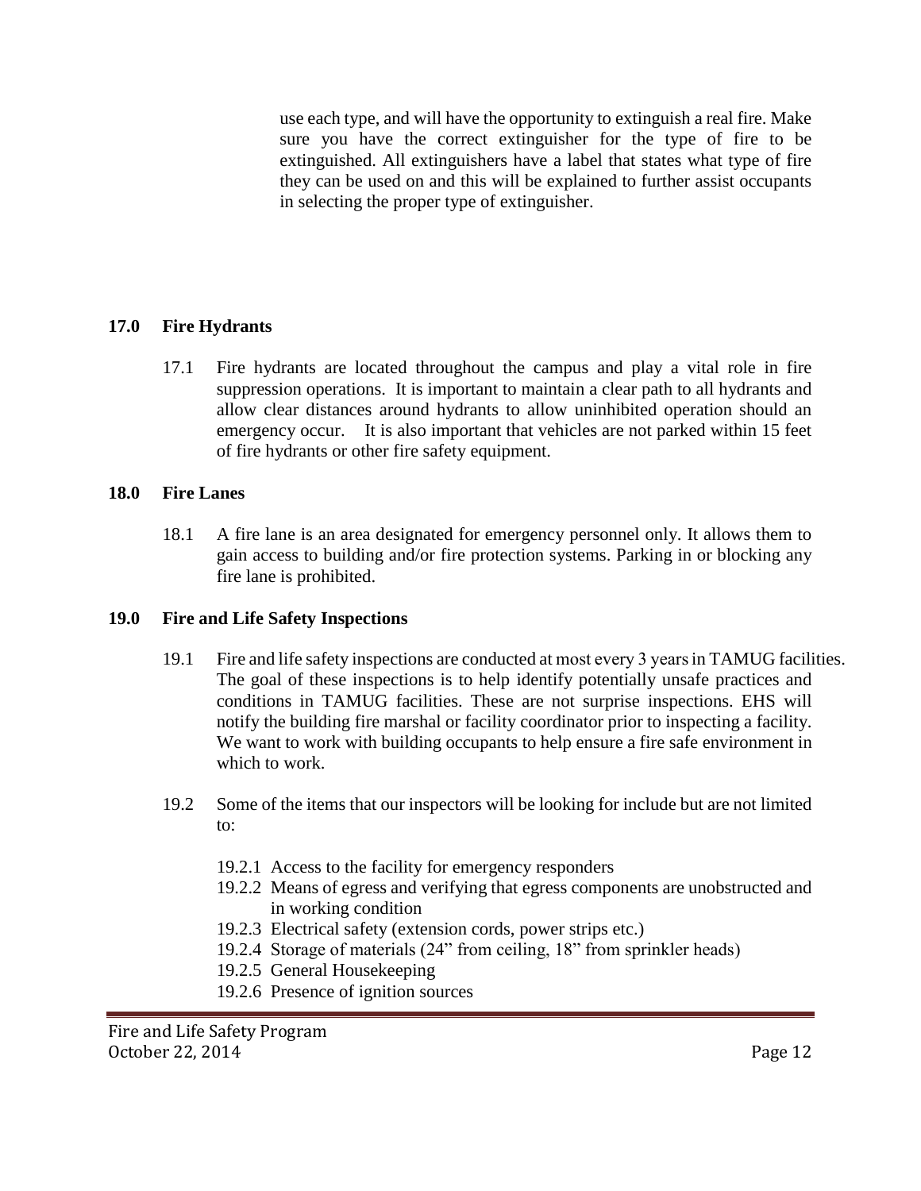use each type, and will have the opportunity to extinguish a real fire. Make sure you have the correct extinguisher for the type of fire to be extinguished. All extinguishers have a label that states what type of fire they can be used on and this will be explained to further assist occupants in selecting the proper type of extinguisher.

## 17.0 Fire Hydrants

17.1 Fire hydrants are located throughout the campus and play a vital role in fire suppression operations. It is important to maintain a clear path to all hydrants and allow clear distances around hydrants to allow uninhibited operation should an emergency occur. It is also important that vehicles are not parked within 15 feet of fire hydrants or other fire safety equipment.

## 18.0 Fire Lanes

18.1 A fire lane is an area designated for emergency personnel only. It allows them to gain access to building and/or fire protection systems. Parking in or blocking any fire lane is prohibited.

## 19.0 Fire and Life Safety Inspections

19.1 Fire and life safety inspections are conducted at most every 3 years in TAMUG facilities. The goal of these inspections is to help identify potentially unsafe practices and conditions in TAMUG facilities. These are not surprise inspections. EHS will notify the building fire marshal or facility coordinator prior to inspecting a facility. We want to work with building occupants to help ensure a fire safe environment in which to work.

19.2 Some of the items that our inspectors will be looking for include but are not limited to:

- 19.2.1 Access to the facility for emergency responders
- 19.2.2 Means of egress and verifying that egress components are unobstructed and in working condition
- 19.2.3 Electrical safety (extension cords, power strips etc.)
- 19.2.4 Storage of materials (24" from ceiling, 18" from sprinkler heads)
- 19.2.5 General Housekeeping
- 19.2.6 Presence of ignition sources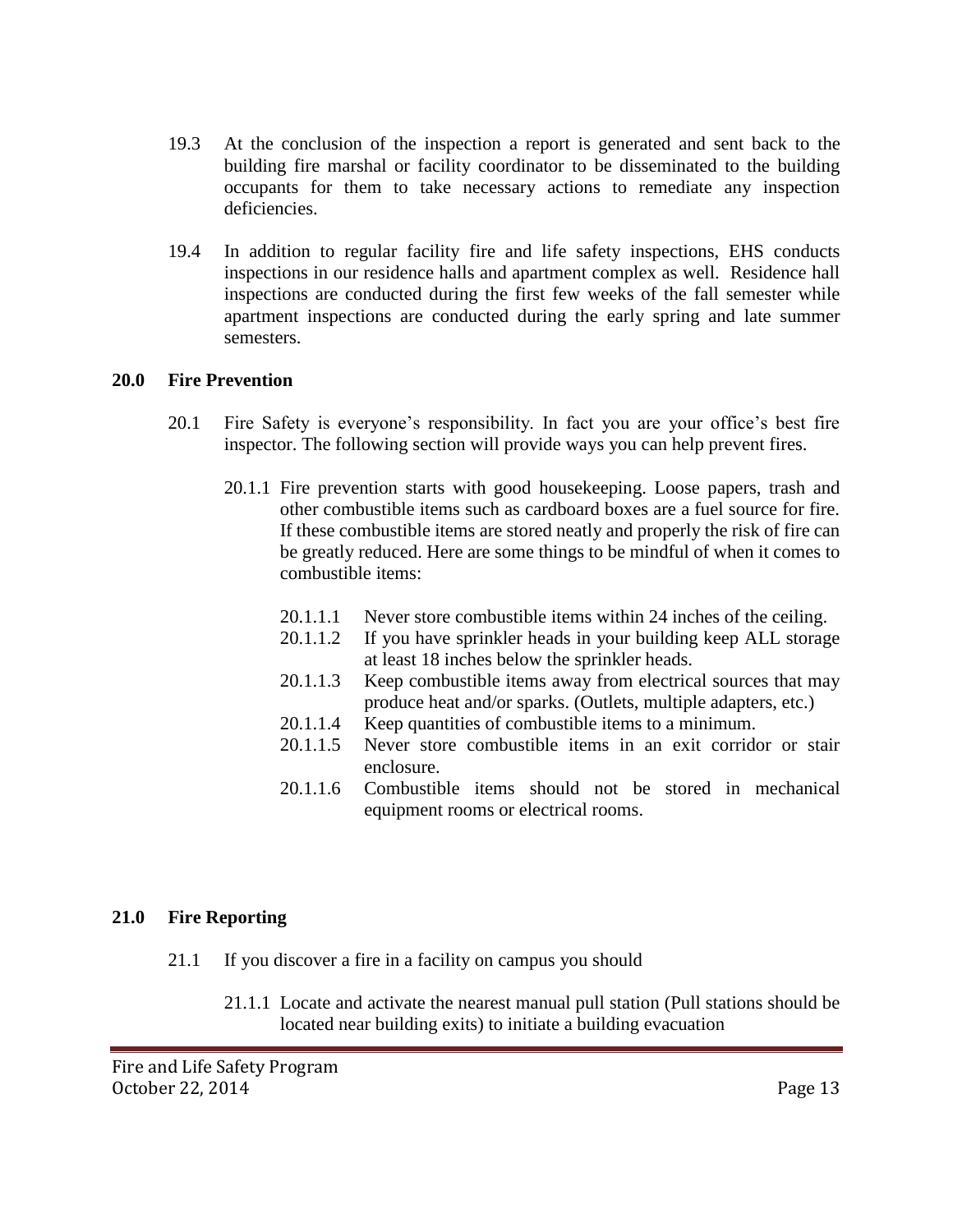19.3 At the conclusion of the inspection a report is generated and sent back to the building fire marshal or facility coordinator to be disseminated to the building occupants for them to take necessary actions to remediate any inspection deficiencies.

19.4 In addition to regular facility fire and life safety inspections, EHS conducts inspections in our residence halls and apartment complex as well. Residence hall inspections are conducted during the first few weeks of the fall semester while apartment inspections are conducted during the early spring and late summer semesters.

## 20.0 Fire Prevention

20.1 Fire Safety is everyone's responsibility. In fact you are your office's best fire inspector. The following section will provide ways you can help prevent fires.

20.1.1 Fire prevention starts with good housekeeping. Loose papers, trash and other combustible items such as cardboard boxes are a fuel source for fire. If these combustible items are stored neatly and properly the risk of fire can be greatly reduced. Here are some things to be mindful of when it comes to combustible items:

- 20.1.1.1 Never store combustible items within 24 inches of the ceiling.
- 20.1.1.2 If you have sprinkler heads in your building keep ALL storage at least 18 inches below the sprinkler heads.
- 20.1.1.3 Keep combustible items away from electrical sources that may produce heat and/or sparks. (Outlets, multiple adapters, etc.)
- 20.1.1.4 Keep quantities of combustible items to a minimum.
- 20.1.1.5 Never store combustible items in an exit corridor or stair enclosure.
- 20.1.1.6 Combustible items should not be stored in mechanical equipment rooms or electrical rooms.

## 21.0 Fire Reporting

21.1 If you discover a fire in a facility on campus you should

21.1.1 Locate and activate the nearest manual pull station (Pull stations should be located near building exits) to initiate a building evacuation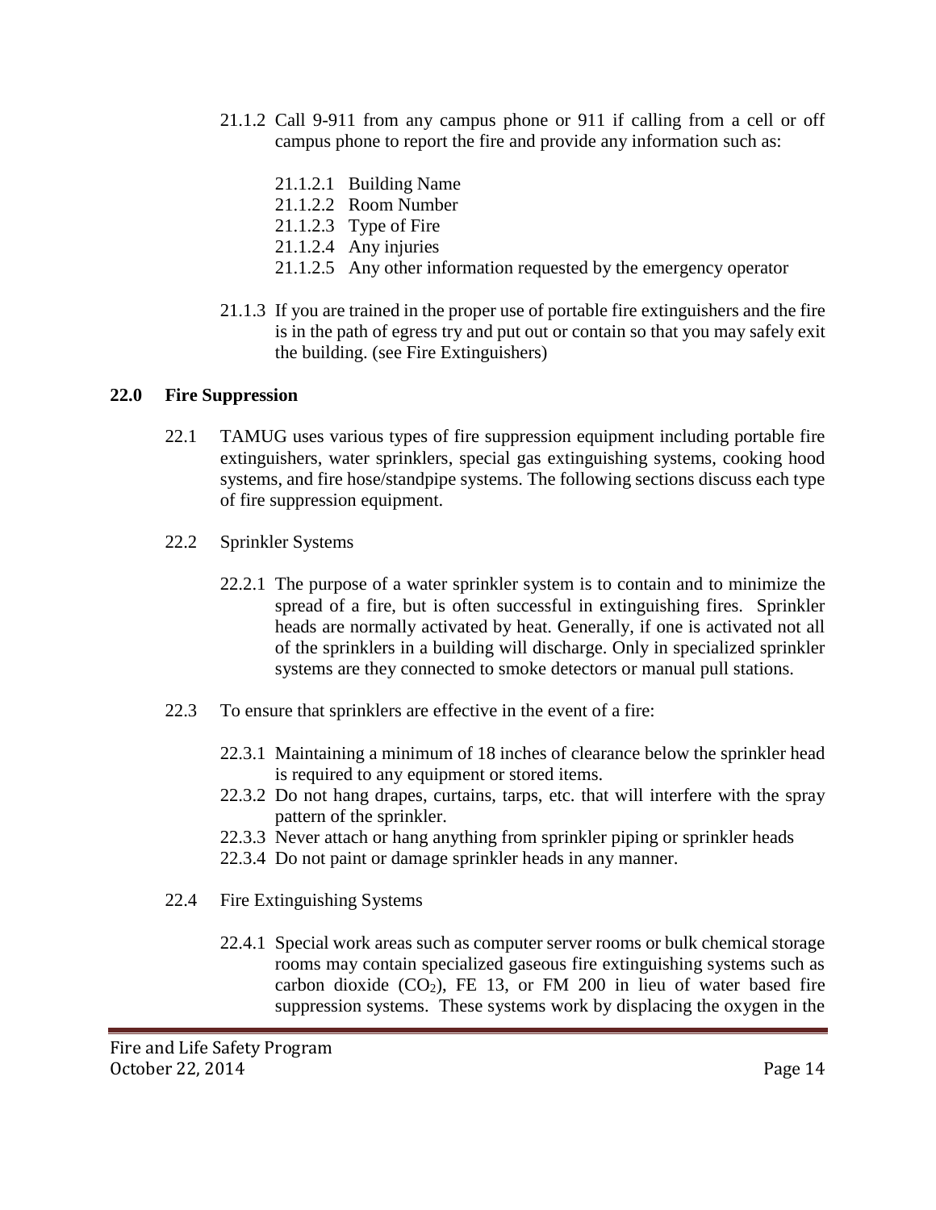21.1.2 Call 9-911 from any campus phone or 911 if calling from a cell or off campus phone to report the fire and provide any information such as:

21.1.2.1 Building Name
21.1.2.2 Room Number
21.1.2.3 Type of Fire
21.1.2.4 Any injuries
21.1.2.5 Any other information requested by the emergency operator

21.1.3 If you are trained in the proper use of portable fire extinguishers and the fire is in the path of egress try and put out or contain so that you may safely exit the building. (see Fire Extinguishers)

## 22.0 Fire Suppression

22.1 TAMUG uses various types of fire suppression equipment including portable fire extinguishers, water sprinklers, special gas extinguishing systems, cooking hood systems, and fire hose/standpipe systems. The following sections discuss each type of fire suppression equipment.

22.2 Sprinkler Systems

22.2.1 The purpose of a water sprinkler system is to contain and to minimize the spread of a fire, but is often successful in extinguishing fires. Sprinkler heads are normally activated by heat. Generally, if one is activated not all of the sprinklers in a building will discharge. Only in specialized sprinkler systems are they connected to smoke detectors or manual pull stations.

22.3 To ensure that sprinklers are effective in the event of a fire:

22.3.1 Maintaining a minimum of 18 inches of clearance below the sprinkler head is required to any equipment or stored items.
22.3.2 Do not hang drapes, curtains, tarps, etc. that will interfere with the spray pattern of the sprinkler.
22.3.3 Never attach or hang anything from sprinkler piping or sprinkler heads
22.3.4 Do not paint or damage sprinkler heads in any manner.

22.4 Fire Extinguishing Systems

22.4.1 Special work areas such as computer server rooms or bulk chemical storage rooms may contain specialized gaseous fire extinguishing systems such as carbon dioxide ($CO_2$), FE 13, or FM 200 in lieu of water based fire suppression systems. These systems work by displacing the oxygen in the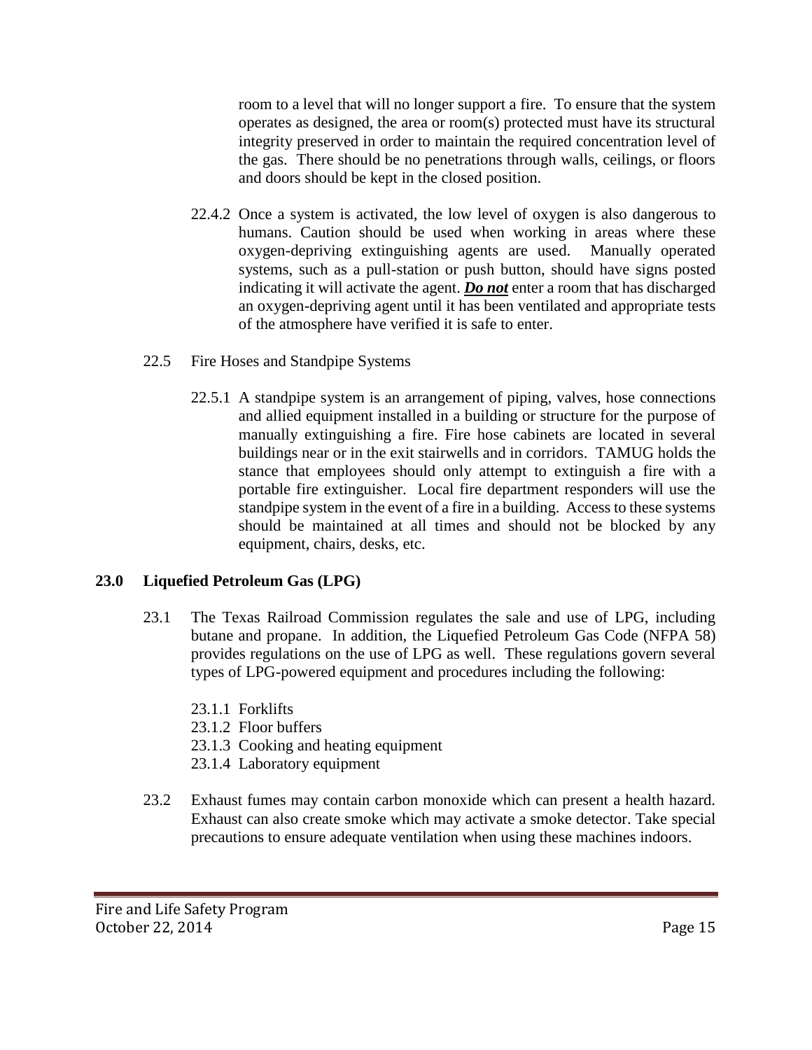room to a level that will no longer support a fire. To ensure that the system operates as designed, the area or room(s) protected must have its structural integrity preserved in order to maintain the required concentration level of the gas. There should be no penetrations through walls, ceilings, or floors and doors should be kept in the closed position.

22.4.2 Once a system is activated, the low level of oxygen is also dangerous to humans. Caution should be used when working in areas where these oxygen-depriving extinguishing agents are used. Manually operated systems, such as a pull-station or push button, should have signs posted indicating it will activate the agent. ***<u>Do not</u>*** enter a room that has discharged an oxygen-depriving agent until it has been ventilated and appropriate tests of the atmosphere have verified it is safe to enter.

22.5 Fire Hoses and Standpipe Systems

22.5.1 A standpipe system is an arrangement of piping, valves, hose connections and allied equipment installed in a building or structure for the purpose of manually extinguishing a fire. Fire hose cabinets are located in several buildings near or in the exit stairwells and in corridors. TAMUG holds the stance that employees should only attempt to extinguish a fire with a portable fire extinguisher. Local fire department responders will use the standpipe system in the event of a fire in a building. Access to these systems should be maintained at all times and should not be blocked by any equipment, chairs, desks, etc.

## 23.0 Liquefied Petroleum Gas (LPG)

23.1 The Texas Railroad Commission regulates the sale and use of LPG, including butane and propane. In addition, the Liquefied Petroleum Gas Code (NFPA 58) provides regulations on the use of LPG as well. These regulations govern several types of LPG-powered equipment and procedures including the following:

23.1.1 Forklifts
23.1.2 Floor buffers
23.1.3 Cooking and heating equipment
23.1.4 Laboratory equipment

23.2 Exhaust fumes may contain carbon monoxide which can present a health hazard. Exhaust can also create smoke which may activate a smoke detector. Take special precautions to ensure adequate ventilation when using these machines indoors.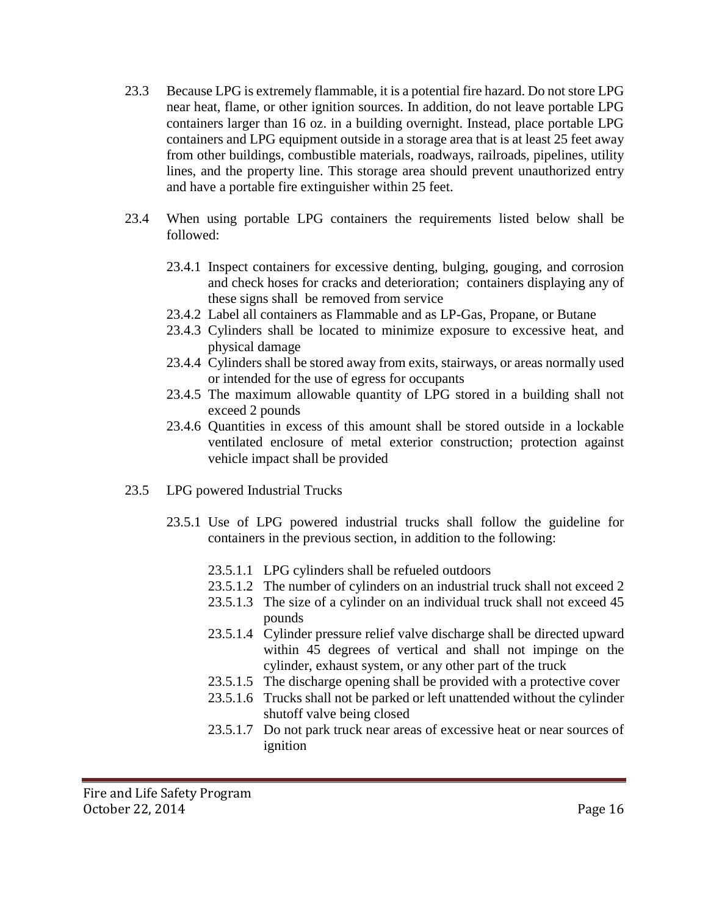23.3 Because LPG is extremely flammable, it is a potential fire hazard. Do not store LPG near heat, flame, or other ignition sources. In addition, do not leave portable LPG containers larger than 16 oz. in a building overnight. Instead, place portable LPG containers and LPG equipment outside in a storage area that is at least 25 feet away from other buildings, combustible materials, roadways, railroads, pipelines, utility lines, and the property line. This storage area should prevent unauthorized entry and have a portable fire extinguisher within 25 feet.

23.4 When using portable LPG containers the requirements listed below shall be followed:

- 23.4.1 Inspect containers for excessive denting, bulging, gouging, and corrosion and check hoses for cracks and deterioration; containers displaying any of these signs shall be removed from service
- 23.4.2 Label all containers as Flammable and as LP-Gas, Propane, or Butane
- 23.4.3 Cylinders shall be located to minimize exposure to excessive heat, and physical damage
- 23.4.4 Cylinders shall be stored away from exits, stairways, or areas normally used or intended for the use of egress for occupants
- 23.4.5 The maximum allowable quantity of LPG stored in a building shall not exceed 2 pounds
- 23.4.6 Quantities in excess of this amount shall be stored outside in a lockable ventilated enclosure of metal exterior construction; protection against vehicle impact shall be provided

23.5 LPG powered Industrial Trucks

- 23.5.1 Use of LPG powered industrial trucks shall follow the guideline for containers in the previous section, in addition to the following:
  - 23.5.1.1 LPG cylinders shall be refueled outdoors
  - 23.5.1.2 The number of cylinders on an industrial truck shall not exceed 2
  - 23.5.1.3 The size of a cylinder on an individual truck shall not exceed 45 pounds
  - 23.5.1.4 Cylinder pressure relief valve discharge shall be directed upward within 45 degrees of vertical and shall not impinge on the cylinder, exhaust system, or any other part of the truck
  - 23.5.1.5 The discharge opening shall be provided with a protective cover
  - 23.5.1.6 Trucks shall not be parked or left unattended without the cylinder shutoff valve being closed
  - 23.5.1.7 Do not park truck near areas of excessive heat or near sources of ignition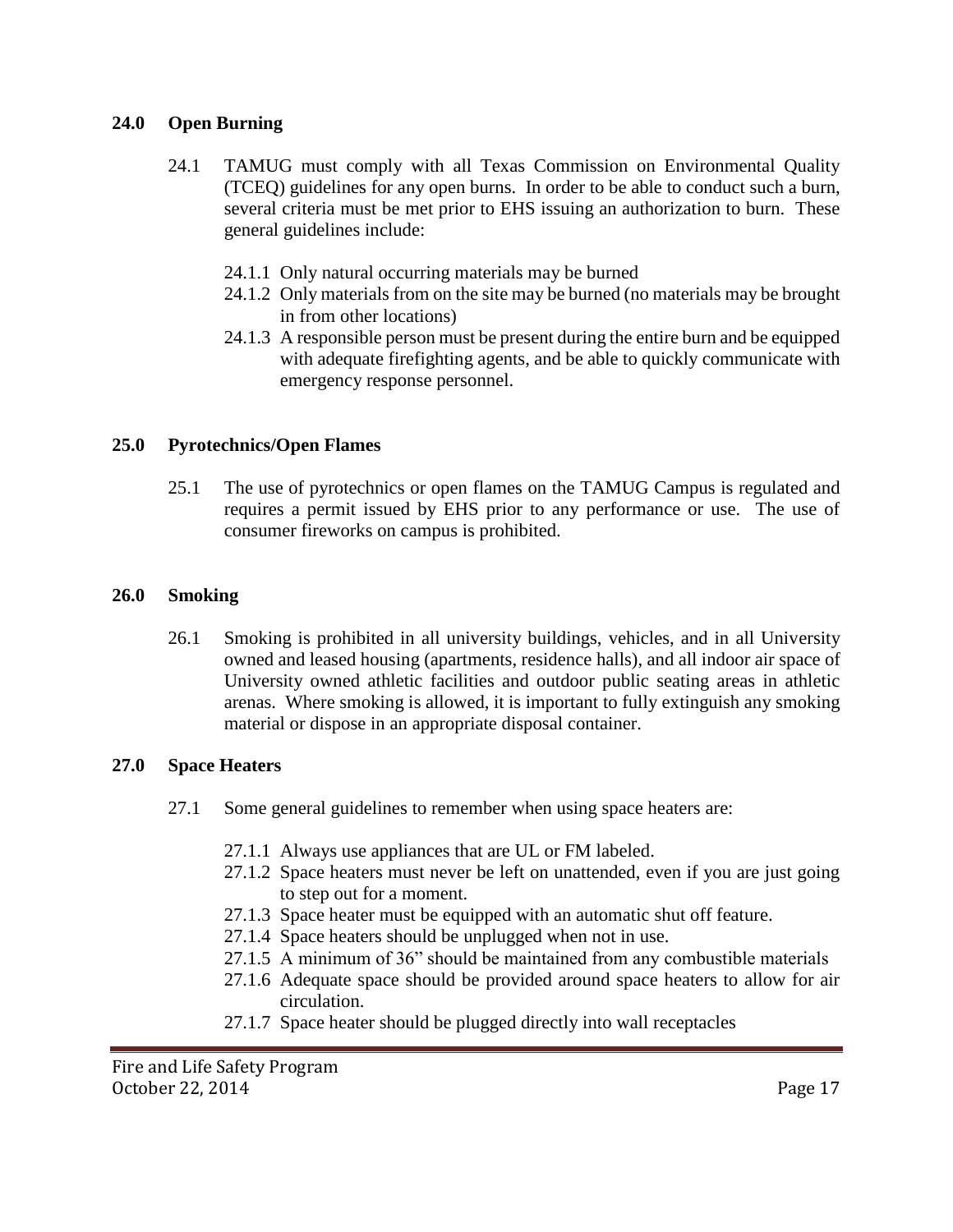## 24.0 Open Burning

24.1 TAMUG must comply with all Texas Commission on Environmental Quality (TCEQ) guidelines for any open burns. In order to be able to conduct such a burn, several criteria must be met prior to EHS issuing an authorization to burn. These general guidelines include:

- 24.1.1 Only natural occurring materials may be burned
- 24.1.2 Only materials from on the site may be burned (no materials may be brought in from other locations)
- 24.1.3 A responsible person must be present during the entire burn and be equipped with adequate firefighting agents, and be able to quickly communicate with emergency response personnel.

## 25.0 Pyrotechnics/Open Flames

25.1 The use of pyrotechnics or open flames on the TAMUG Campus is regulated and requires a permit issued by EHS prior to any performance or use. The use of consumer fireworks on campus is prohibited.

## 26.0 Smoking

26.1 Smoking is prohibited in all university buildings, vehicles, and in all University owned and leased housing (apartments, residence halls), and all indoor air space of University owned athletic facilities and outdoor public seating areas in athletic arenas. Where smoking is allowed, it is important to fully extinguish any smoking material or dispose in an appropriate disposal container.

## 27.0 Space Heaters

27.1 Some general guidelines to remember when using space heaters are:

- 27.1.1 Always use appliances that are UL or FM labeled.
- 27.1.2 Space heaters must never be left on unattended, even if you are just going to step out for a moment.
- 27.1.3 Space heater must be equipped with an automatic shut off feature.
- 27.1.4 Space heaters should be unplugged when not in use.
- 27.1.5 A minimum of 36" should be maintained from any combustible materials
- 27.1.6 Adequate space should be provided around space heaters to allow for air circulation.
- 27.1.7 Space heater should be plugged directly into wall receptacles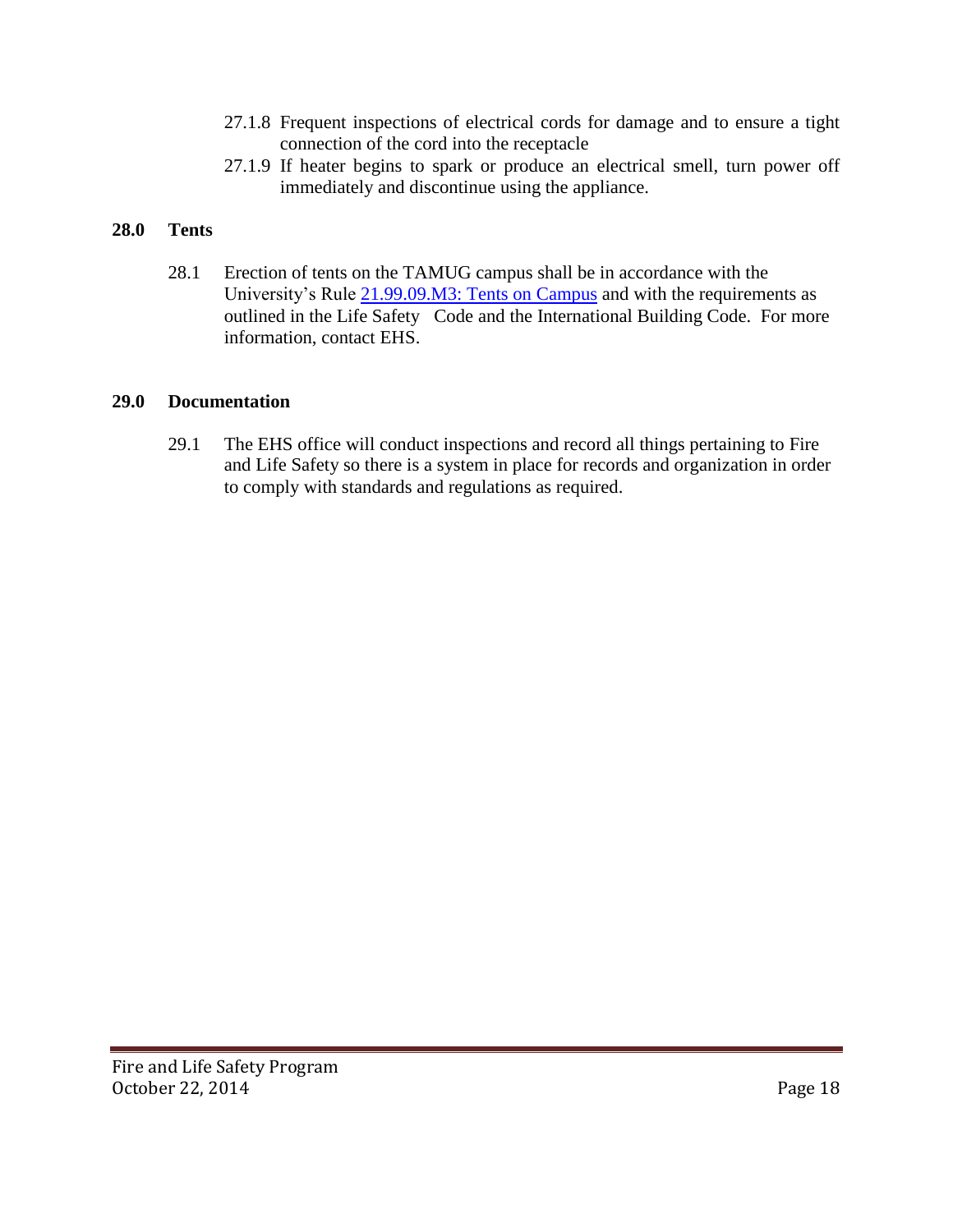27.1.8 Frequent inspections of electrical cords for damage and to ensure a tight connection of the cord into the receptacle

27.1.9 If heater begins to spark or produce an electrical smell, turn power off immediately and discontinue using the appliance.

## 28.0 Tents

28.1 Erection of tents on the TAMUG campus shall be in accordance with the University's Rule 21.99.09.M3: Tents on Campus and with the requirements as outlined in the Life Safety Code and the International Building Code. For more information, contact EHS.

## 29.0 Documentation

29.1 The EHS office will conduct inspections and record all things pertaining to Fire and Life Safety so there is a system in place for records and organization in order to comply with standards and regulations as required.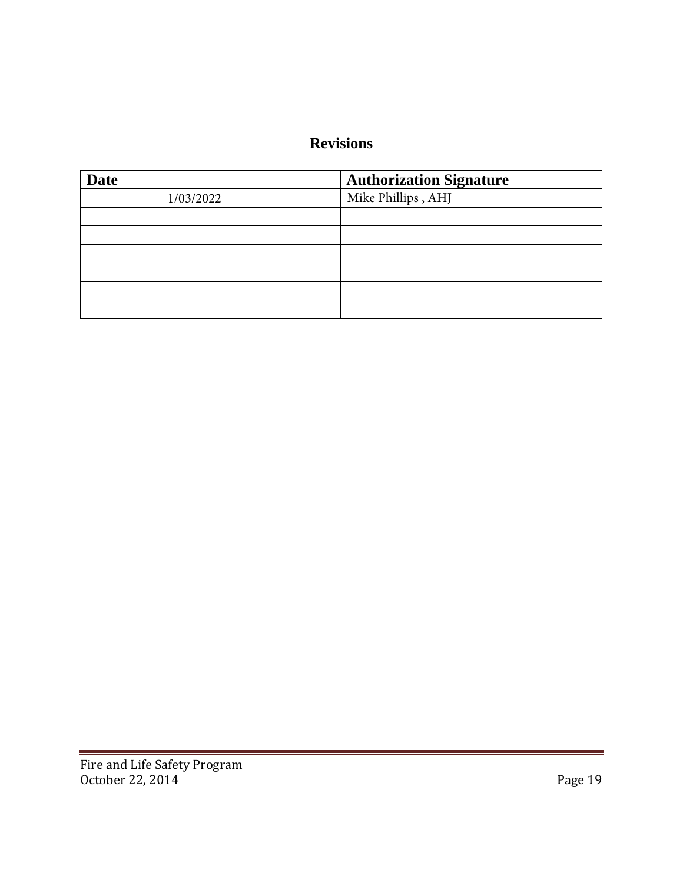## Revisions

| Date | Authorization Signature |
|---|---|
| 1/03/2022 | Mike Phillips , AHJ |
| | |
| | |
| | |
| | |
| | |
| | |